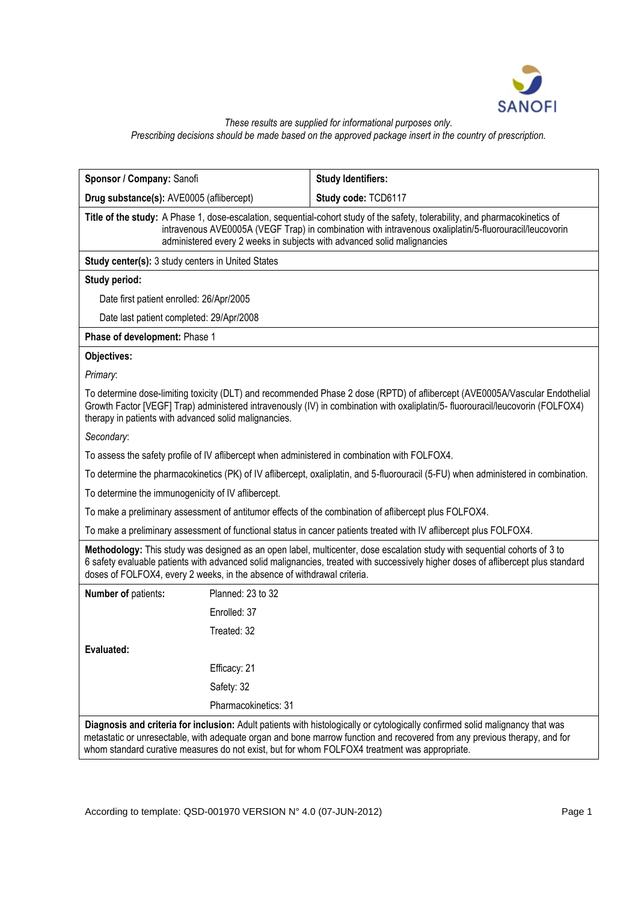*These results are supplied for informational purposes only.*
*Prescribing decisions should be made based on the approved package insert in the country of prescription.*

| **Sponsor / Company:** Sanofi | **Study Identifiers:** |
|---|---|
| **Drug substance(s):** AVE0005 (aflibercept) | **Study code:** TCD6117 |

**Title of the study:** A Phase 1, dose-escalation, sequential-cohort study of the safety, tolerability, and pharmacokinetics of intravenous AVE0005A (VEGF Trap) in combination with intravenous oxaliplatin/5-fluorouracil/leucovorin administered every 2 weeks in subjects with advanced solid malignancies

**Study center(s):** 3 study centers in United States

**Study period:**

Date first patient enrolled: 26/Apr/2005

Date last patient completed: 29/Apr/2008

**Phase of development:** Phase 1

**Objectives:**

*Primary*:

To determine dose-limiting toxicity (DLT) and recommended Phase 2 dose (RPTD) of aflibercept (AVE0005A/Vascular Endothelial Growth Factor [VEGF] Trap) administered intravenously (IV) in combination with oxaliplatin/5- fluorouracil/leucovorin (FOLFOX4) therapy in patients with advanced solid malignancies.

*Secondary*:

To assess the safety profile of IV aflibercept when administered in combination with FOLFOX4.

To determine the pharmacokinetics (PK) of IV aflibercept, oxaliplatin, and 5-fluorouracil (5-FU) when administered in combination.

To determine the immunogenicity of IV aflibercept.

To make a preliminary assessment of antitumor effects of the combination of aflibercept plus FOLFOX4.

To make a preliminary assessment of functional status in cancer patients treated with IV aflibercept plus FOLFOX4.

**Methodology:** This study was designed as an open label, multicenter, dose escalation study with sequential cohorts of 3 to 6 safety evaluable patients with advanced solid malignancies, treated with successively higher doses of aflibercept plus standard doses of FOLFOX4, every 2 weeks, in the absence of withdrawal criteria.

| **Number of** patients**:** | Planned: 23 to 32 |
|---|---|
| | Enrolled: 37 |
| | Treated: 32 |
| **Evaluated:** | |
| | Efficacy: 21 |
| | Safety: 32 |
| | Pharmacokinetics: 31 |

**Diagnosis and criteria for inclusion:** Adult patients with histologically or cytologically confirmed solid malignancy that was metastatic or unresectable, with adequate organ and bone marrow function and recovered from any previous therapy, and for whom standard curative measures do not exist, but for whom FOLFOX4 treatment was appropriate.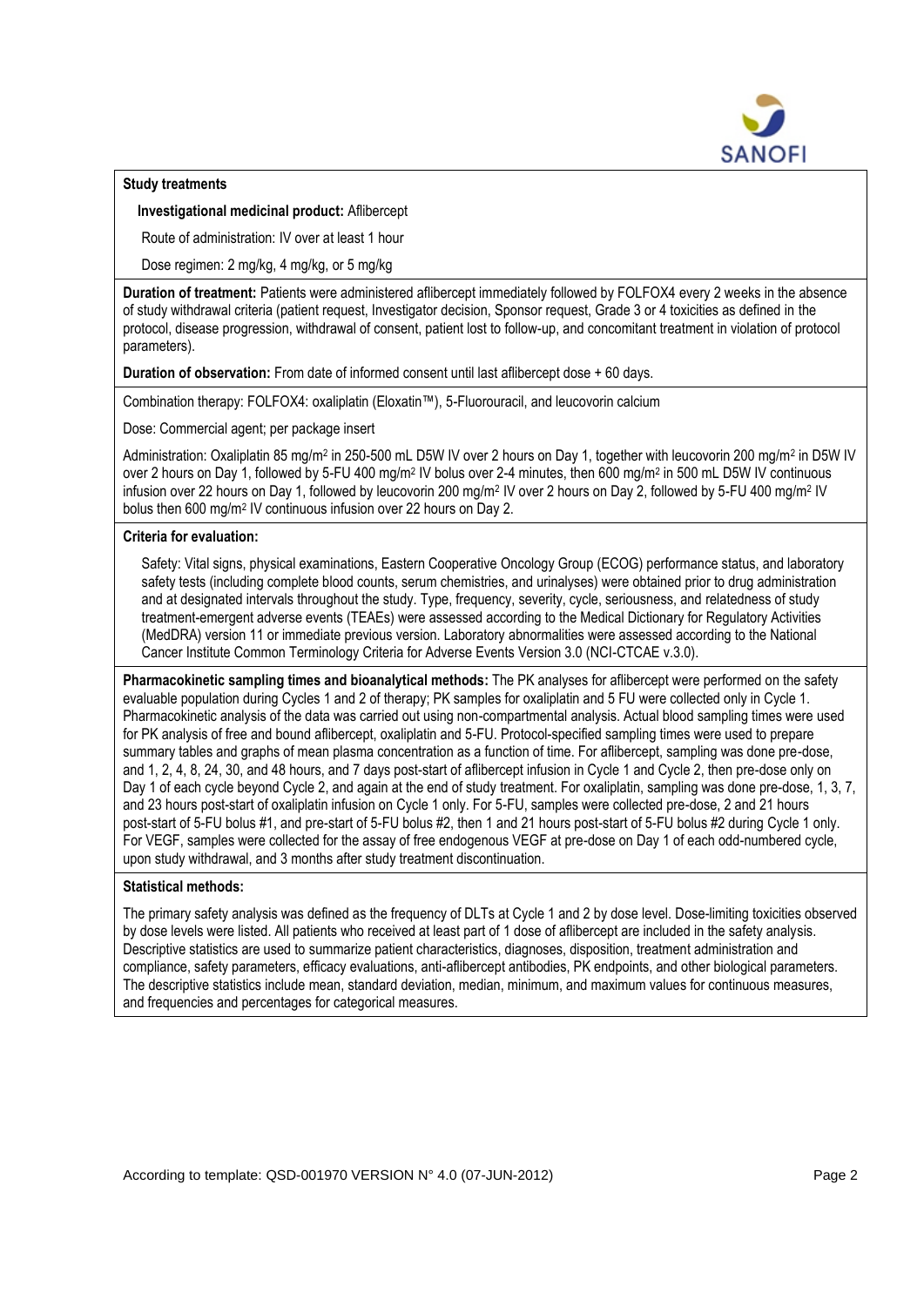**Study treatments**

**Investigational medicinal product:** Aflibercept

Route of administration: IV over at least 1 hour

Dose regimen: 2 mg/kg, 4 mg/kg, or 5 mg/kg

**Duration of treatment:** Patients were administered aflibercept immediately followed by FOLFOX4 every 2 weeks in the absence of study withdrawal criteria (patient request, Investigator decision, Sponsor request, Grade 3 or 4 toxicities as defined in the protocol, disease progression, withdrawal of consent, patient lost to follow-up, and concomitant treatment in violation of protocol parameters).

**Duration of observation:** From date of informed consent until last aflibercept dose + 60 days.

Combination therapy: FOLFOX4: oxaliplatin (Eloxatin™), 5-Fluorouracil, and leucovorin calcium

Dose: Commercial agent; per package insert

Administration: Oxaliplatin 85 mg/m$^2$ in 250-500 mL D5W IV over 2 hours on Day 1, together with leucovorin 200 mg/m$^2$ in D5W IV over 2 hours on Day 1, followed by 5-FU 400 mg/m$^2$ IV bolus over 2-4 minutes, then 600 mg/m$^2$ in 500 mL D5W IV continuous infusion over 22 hours on Day 1, followed by leucovorin 200 mg/m$^2$ IV over 2 hours on Day 2, followed by 5-FU 400 mg/m$^2$ IV bolus then 600 mg/m$^2$ IV continuous infusion over 22 hours on Day 2.

**Criteria for evaluation:**

Safety: Vital signs, physical examinations, Eastern Cooperative Oncology Group (ECOG) performance status, and laboratory safety tests (including complete blood counts, serum chemistries, and urinalyses) were obtained prior to drug administration and at designated intervals throughout the study. Type, frequency, severity, cycle, seriousness, and relatedness of study treatment-emergent adverse events (TEAEs) were assessed according to the Medical Dictionary for Regulatory Activities (MedDRA) version 11 or immediate previous version. Laboratory abnormalities were assessed according to the National Cancer Institute Common Terminology Criteria for Adverse Events Version 3.0 (NCI-CTCAE v.3.0).

**Pharmacokinetic sampling times and bioanalytical methods:** The PK analyses for aflibercept were performed on the safety evaluable population during Cycles 1 and 2 of therapy; PK samples for oxaliplatin and 5 FU were collected only in Cycle 1. Pharmacokinetic analysis of the data was carried out using non-compartmental analysis. Actual blood sampling times were used for PK analysis of free and bound aflibercept, oxaliplatin and 5-FU. Protocol-specified sampling times were used to prepare summary tables and graphs of mean plasma concentration as a function of time. For aflibercept, sampling was done pre-dose, and 1, 2, 4, 8, 24, 30, and 48 hours, and 7 days post-start of aflibercept infusion in Cycle 1 and Cycle 2, then pre-dose only on Day 1 of each cycle beyond Cycle 2, and again at the end of study treatment. For oxaliplatin, sampling was done pre-dose, 1, 3, 7, and 23 hours post-start of oxaliplatin infusion on Cycle 1 only. For 5-FU, samples were collected pre-dose, 2 and 21 hours post-start of 5-FU bolus #1, and pre-start of 5-FU bolus #2, then 1 and 21 hours post-start of 5-FU bolus #2 during Cycle 1 only. For VEGF, samples were collected for the assay of free endogenous VEGF at pre-dose on Day 1 of each odd-numbered cycle, upon study withdrawal, and 3 months after study treatment discontinuation.

**Statistical methods:**

The primary safety analysis was defined as the frequency of DLTs at Cycle 1 and 2 by dose level. Dose-limiting toxicities observed by dose levels were listed. All patients who received at least part of 1 dose of aflibercept are included in the safety analysis. Descriptive statistics are used to summarize patient characteristics, diagnoses, disposition, treatment administration and compliance, safety parameters, efficacy evaluations, anti-aflibercept antibodies, PK endpoints, and other biological parameters. The descriptive statistics include mean, standard deviation, median, minimum, and maximum values for continuous measures, and frequencies and percentages for categorical measures.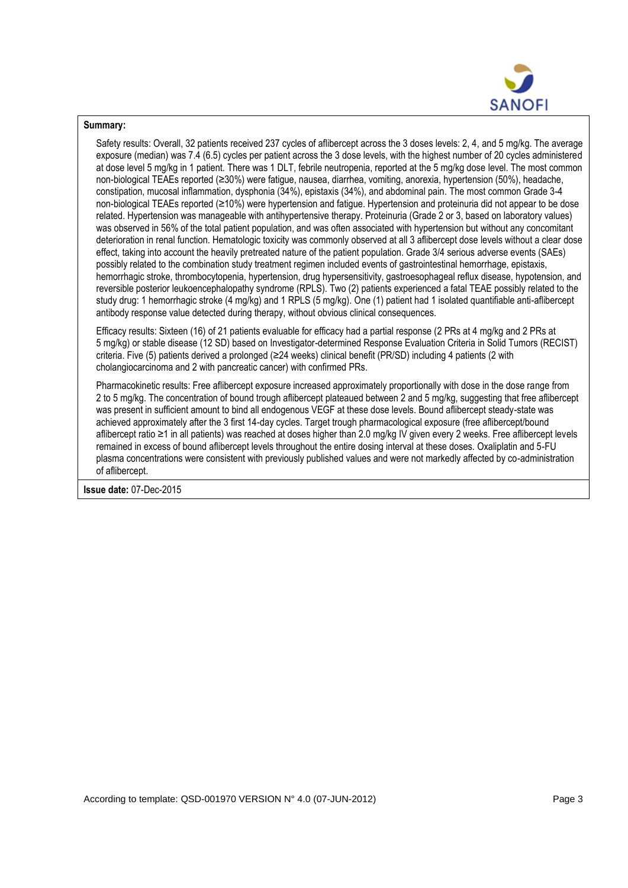**Summary:**

Safety results: Overall, 32 patients received 237 cycles of aflibercept across the 3 doses levels: 2, 4, and 5 mg/kg. The average exposure (median) was 7.4 (6.5) cycles per patient across the 3 dose levels, with the highest number of 20 cycles administered at dose level 5 mg/kg in 1 patient. There was 1 DLT, febrile neutropenia, reported at the 5 mg/kg dose level. The most common non-biological TEAEs reported (≥30%) were fatigue, nausea, diarrhea, vomiting, anorexia, hypertension (50%), headache, constipation, mucosal inflammation, dysphonia (34%), epistaxis (34%), and abdominal pain. The most common Grade 3-4 non-biological TEAEs reported (≥10%) were hypertension and fatigue. Hypertension and proteinuria did not appear to be dose related. Hypertension was manageable with antihypertensive therapy. Proteinuria (Grade 2 or 3, based on laboratory values) was observed in 56% of the total patient population, and was often associated with hypertension but without any concomitant deterioration in renal function. Hematologic toxicity was commonly observed at all 3 aflibercept dose levels without a clear dose effect, taking into account the heavily pretreated nature of the patient population. Grade 3/4 serious adverse events (SAEs) possibly related to the combination study treatment regimen included events of gastrointestinal hemorrhage, epistaxis, hemorrhagic stroke, thrombocytopenia, hypertension, drug hypersensitivity, gastroesophageal reflux disease, hypotension, and reversible posterior leukoencephalopathy syndrome (RPLS). Two (2) patients experienced a fatal TEAE possibly related to the study drug: 1 hemorrhagic stroke (4 mg/kg) and 1 RPLS (5 mg/kg). One (1) patient had 1 isolated quantifiable anti-aflibercept antibody response value detected during therapy, without obvious clinical consequences.

Efficacy results: Sixteen (16) of 21 patients evaluable for efficacy had a partial response (2 PRs at 4 mg/kg and 2 PRs at 5 mg/kg) or stable disease (12 SD) based on Investigator-determined Response Evaluation Criteria in Solid Tumors (RECIST) criteria. Five (5) patients derived a prolonged (≥24 weeks) clinical benefit (PR/SD) including 4 patients (2 with cholangiocarcinoma and 2 with pancreatic cancer) with confirmed PRs.

Pharmacokinetic results: Free aflibercept exposure increased approximately proportionally with dose in the dose range from 2 to 5 mg/kg. The concentration of bound trough aflibercept plateaued between 2 and 5 mg/kg, suggesting that free aflibercept was present in sufficient amount to bind all endogenous VEGF at these dose levels. Bound aflibercept steady-state was achieved approximately after the 3 first 14-day cycles. Target trough pharmacological exposure (free aflibercept/bound aflibercept ratio ≥1 in all patients) was reached at doses higher than 2.0 mg/kg IV given every 2 weeks. Free aflibercept levels remained in excess of bound aflibercept levels throughout the entire dosing interval at these doses. Oxaliplatin and 5-FU plasma concentrations were consistent with previously published values and were not markedly affected by co-administration of aflibercept.

**Issue date:** 07-Dec-2015